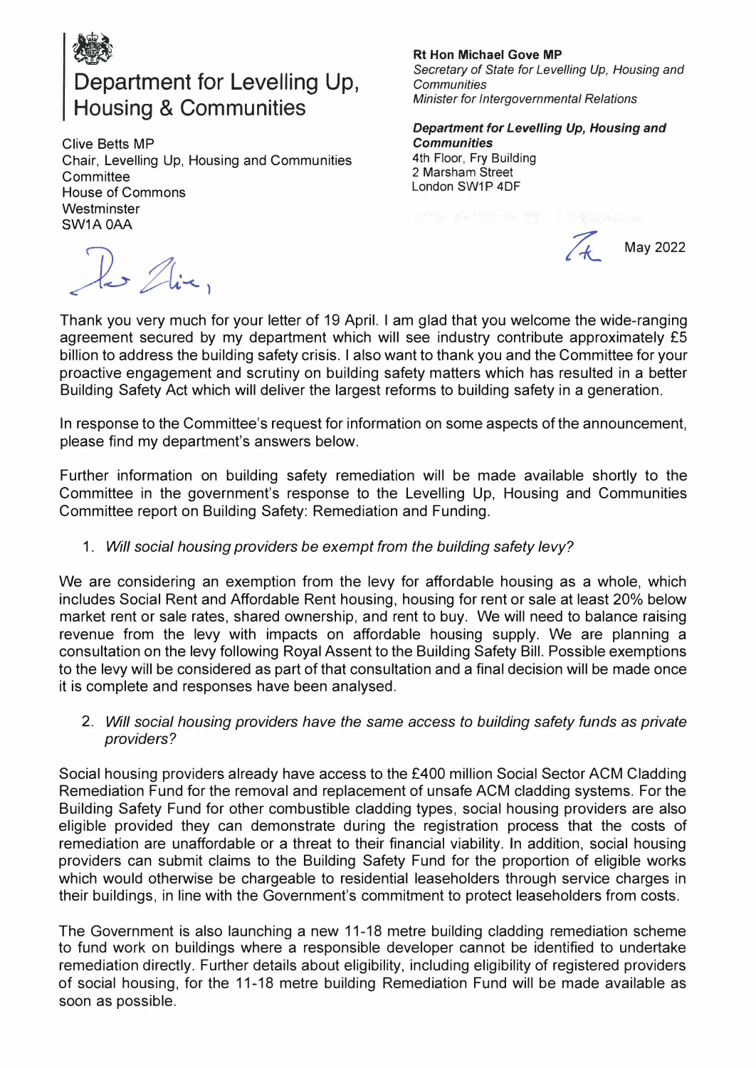# Department for Levelling Up, Housing & Communities

**Rt Hon Michael Gove MP**
*Secretary of State for Levelling Up, Housing and Communities*
*Minister for Intergovernmental Relations*

***Department for Levelling Up, Housing and Communities***
4th Floor, Fry Building
2 Marsham Street
London SW1P 4DF

Clive Betts MP
Chair, Levelling Up, Housing and Communities Committee
House of Commons
Westminster
SW1A 0AA

7th May 2022

Dear Clive,

Thank you very much for your letter of 19 April. I am glad that you welcome the wide-ranging agreement secured by my department which will see industry contribute approximately £5 billion to address the building safety crisis. I also want to thank you and the Committee for your proactive engagement and scrutiny on building safety matters which has resulted in a better Building Safety Act which will deliver the largest reforms to building safety in a generation.

In response to the Committee's request for information on some aspects of the announcement, please find my department's answers below.

Further information on building safety remediation will be made available shortly to the Committee in the government's response to the Levelling Up, Housing and Communities Committee report on Building Safety: Remediation and Funding.

1. *Will social housing providers be exempt from the building safety levy?*

We are considering an exemption from the levy for affordable housing as a whole, which includes Social Rent and Affordable Rent housing, housing for rent or sale at least 20% below market rent or sale rates, shared ownership, and rent to buy. We will need to balance raising revenue from the levy with impacts on affordable housing supply. We are planning a consultation on the levy following Royal Assent to the Building Safety Bill. Possible exemptions to the levy will be considered as part of that consultation and a final decision will be made once it is complete and responses have been analysed.

2. *Will social housing providers have the same access to building safety funds as private providers?*

Social housing providers already have access to the £400 million Social Sector ACM Cladding Remediation Fund for the removal and replacement of unsafe ACM cladding systems. For the Building Safety Fund for other combustible cladding types, social housing providers are also eligible provided they can demonstrate during the registration process that the costs of remediation are unaffordable or a threat to their financial viability. In addition, social housing providers can submit claims to the Building Safety Fund for the proportion of eligible works which would otherwise be chargeable to residential leaseholders through service charges in their buildings, in line with the Government's commitment to protect leaseholders from costs.

The Government is also launching a new 11-18 metre building cladding remediation scheme to fund work on buildings where a responsible developer cannot be identified to undertake remediation directly. Further details about eligibility, including eligibility of registered providers of social housing, for the 11-18 metre building Remediation Fund will be made available as soon as possible.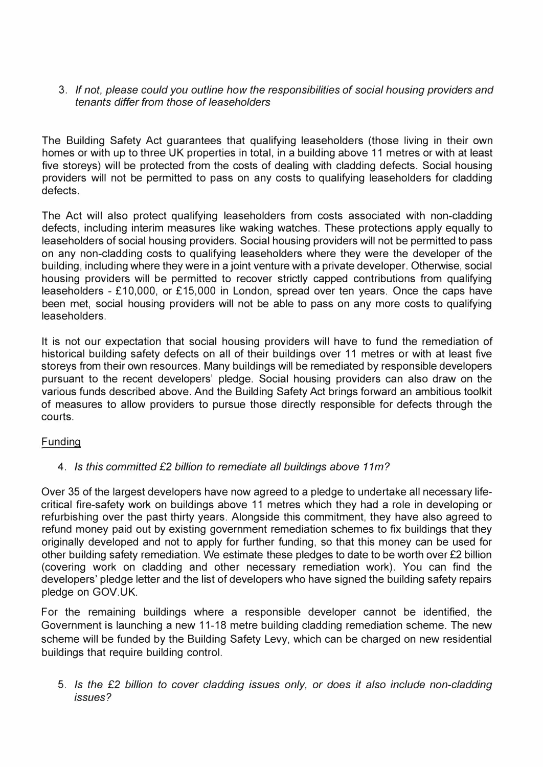3. *If not, please could you outline how the responsibilities of social housing providers and tenants differ from those of leaseholders*

The Building Safety Act guarantees that qualifying leaseholders (those living in their own homes or with up to three UK properties in total, in a building above 11 metres or with at least five storeys) will be protected from the costs of dealing with cladding defects. Social housing providers will not be permitted to pass on any costs to qualifying leaseholders for cladding defects.

The Act will also protect qualifying leaseholders from costs associated with non-cladding defects, including interim measures like waking watches. These protections apply equally to leaseholders of social housing providers. Social housing providers will not be permitted to pass on any non-cladding costs to qualifying leaseholders where they were the developer of the building, including where they were in a joint venture with a private developer. Otherwise, social housing providers will be permitted to recover strictly capped contributions from qualifying leaseholders - £10,000, or £15,000 in London, spread over ten years. Once the caps have been met, social housing providers will not be able to pass on any more costs to qualifying leaseholders.

It is not our expectation that social housing providers will have to fund the remediation of historical building safety defects on all of their buildings over 11 metres or with at least five storeys from their own resources. Many buildings will be remediated by responsible developers pursuant to the recent developers' pledge. Social housing providers can also draw on the various funds described above. And the Building Safety Act brings forward an ambitious toolkit of measures to allow providers to pursue those directly responsible for defects through the courts.

<u>Funding</u>

4. *Is this committed £2 billion to remediate all buildings above 11m?*

Over 35 of the largest developers have now agreed to a pledge to undertake all necessary life-critical fire-safety work on buildings above 11 metres which they had a role in developing or refurbishing over the past thirty years. Alongside this commitment, they have also agreed to refund money paid out by existing government remediation schemes to fix buildings that they originally developed and not to apply for further funding, so that this money can be used for other building safety remediation. We estimate these pledges to date to be worth over £2 billion (covering work on cladding and other necessary remediation work). You can find the developers' pledge letter and the list of developers who have signed the building safety repairs pledge on GOV.UK.

For the remaining buildings where a responsible developer cannot be identified, the Government is launching a new 11-18 metre building cladding remediation scheme. The new scheme will be funded by the Building Safety Levy, which can be charged on new residential buildings that require building control.

5. *Is the £2 billion to cover cladding issues only, or does it also include non-cladding issues?*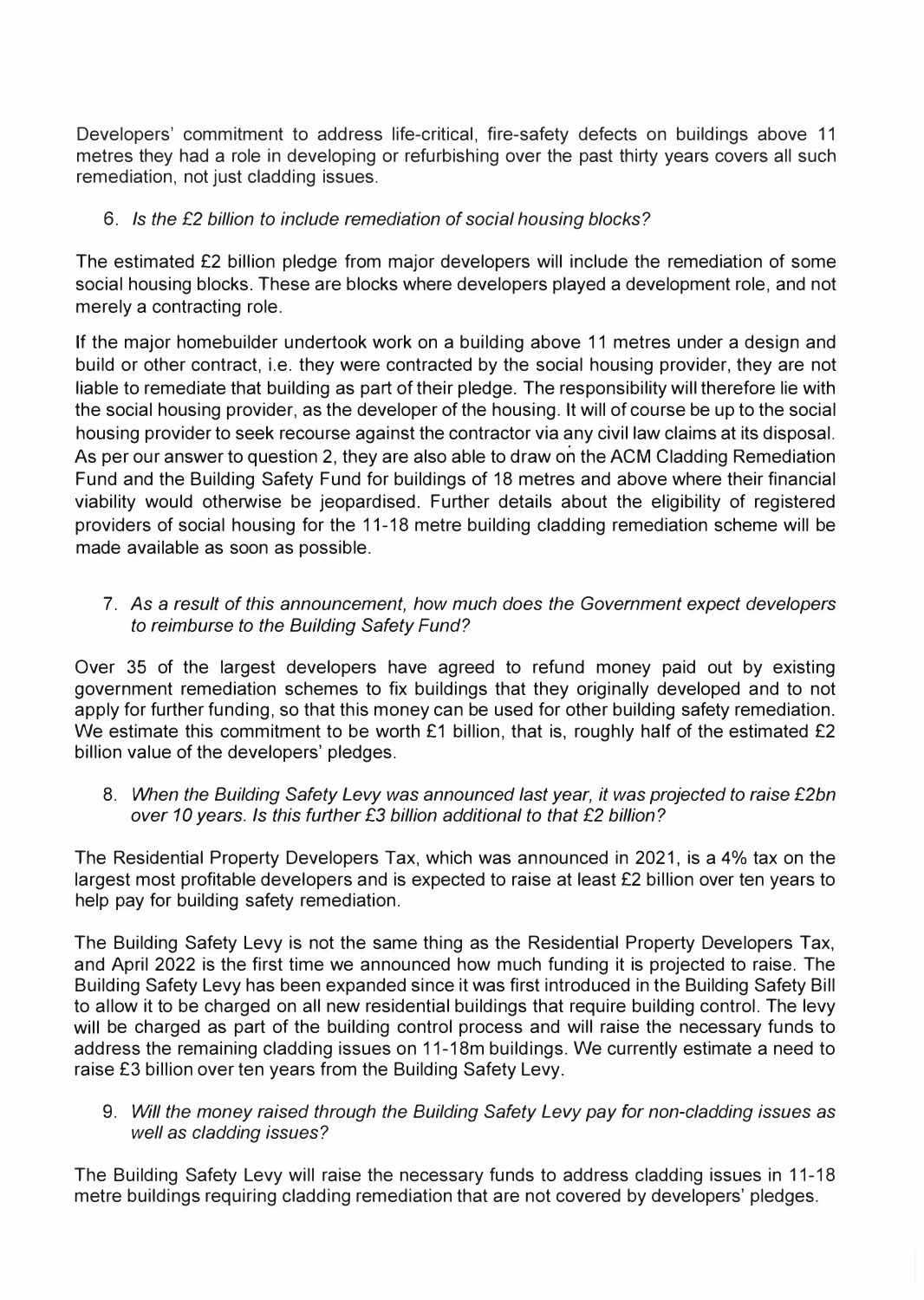Developers' commitment to address life-critical, fire-safety defects on buildings above 11 metres they had a role in developing or refurbishing over the past thirty years covers all such remediation, not just cladding issues.

6. *Is the £2 billion to include remediation of social housing blocks?*

The estimated £2 billion pledge from major developers will include the remediation of some social housing blocks. These are blocks where developers played a development role, and not merely a contracting role.

If the major homebuilder undertook work on a building above 11 metres under a design and build or other contract, i.e. they were contracted by the social housing provider, they are not liable to remediate that building as part of their pledge. The responsibility will therefore lie with the social housing provider, as the developer of the housing. It will of course be up to the social housing provider to seek recourse against the contractor via any civil law claims at its disposal. As per our answer to question 2, they are also able to draw on the ACM Cladding Remediation Fund and the Building Safety Fund for buildings of 18 metres and above where their financial viability would otherwise be jeopardised. Further details about the eligibility of registered providers of social housing for the 11-18 metre building cladding remediation scheme will be made available as soon as possible.

7. *As a result of this announcement, how much does the Government expect developers to reimburse to the Building Safety Fund?*

Over 35 of the largest developers have agreed to refund money paid out by existing government remediation schemes to fix buildings that they originally developed and to not apply for further funding, so that this money can be used for other building safety remediation. We estimate this commitment to be worth £1 billion, that is, roughly half of the estimated £2 billion value of the developers' pledges.

8. *When the Building Safety Levy was announced last year, it was projected to raise £2bn over 10 years. Is this further £3 billion additional to that £2 billion?*

The Residential Property Developers Tax, which was announced in 2021, is a 4% tax on the largest most profitable developers and is expected to raise at least £2 billion over ten years to help pay for building safety remediation.

The Building Safety Levy is not the same thing as the Residential Property Developers Tax, and April 2022 is the first time we announced how much funding it is projected to raise. The Building Safety Levy has been expanded since it was first introduced in the Building Safety Bill to allow it to be charged on all new residential buildings that require building control. The levy will be charged as part of the building control process and will raise the necessary funds to address the remaining cladding issues on 11-18m buildings. We currently estimate a need to raise £3 billion over ten years from the Building Safety Levy.

9. *Will the money raised through the Building Safety Levy pay for non-cladding issues as well as cladding issues?*

The Building Safety Levy will raise the necessary funds to address cladding issues in 11-18 metre buildings requiring cladding remediation that are not covered by developers' pledges.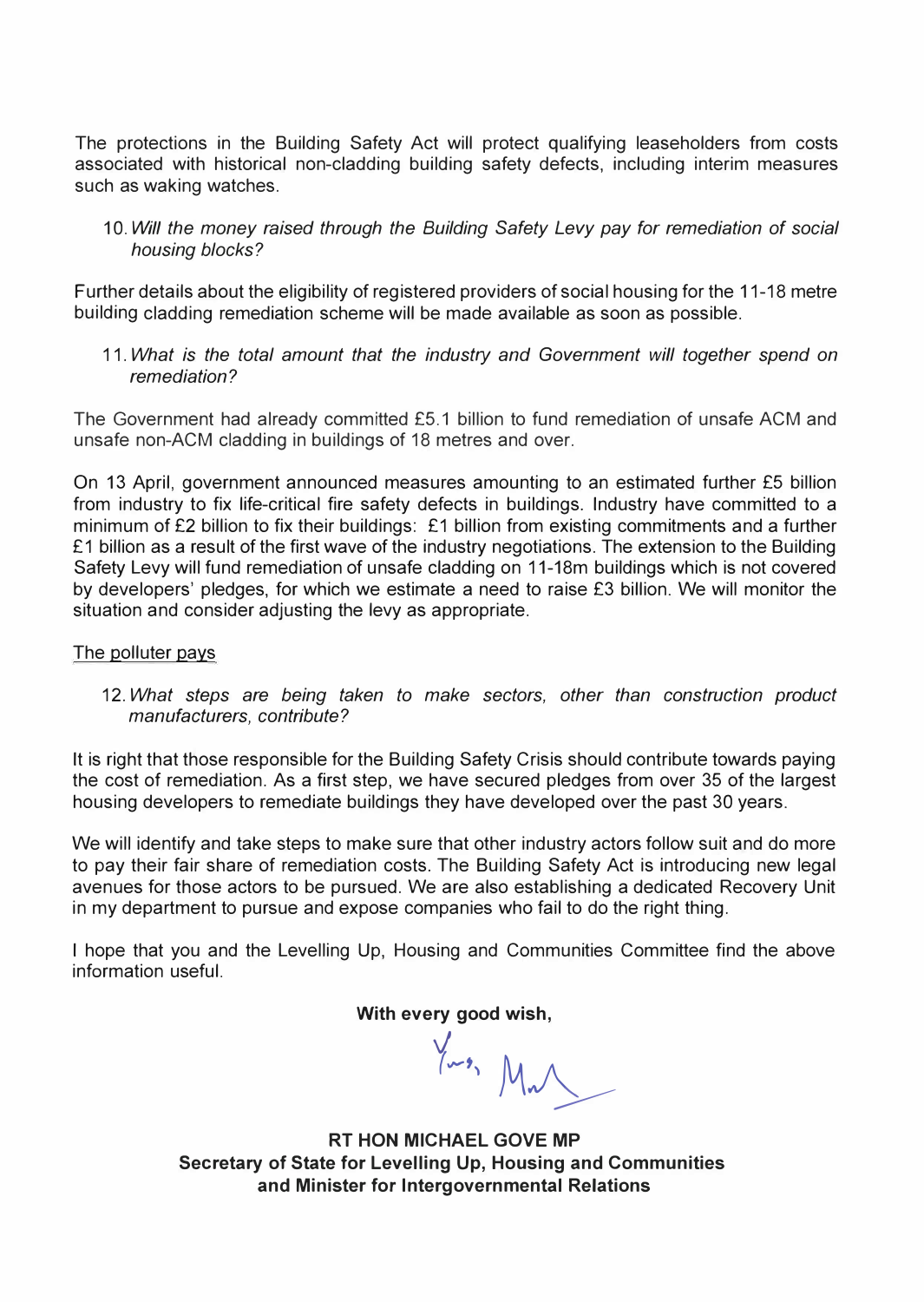The protections in the Building Safety Act will protect qualifying leaseholders from costs associated with historical non-cladding building safety defects, including interim measures such as waking watches.

10. *Will the money raised through the Building Safety Levy pay for remediation of social housing blocks?*

Further details about the eligibility of registered providers of social housing for the 11-18 metre building cladding remediation scheme will be made available as soon as possible.

11. *What is the total amount that the industry and Government will together spend on remediation?*

The Government had already committed £5.1 billion to fund remediation of unsafe ACM and unsafe non-ACM cladding in buildings of 18 metres and over.

On 13 April, government announced measures amounting to an estimated further £5 billion from industry to fix life-critical fire safety defects in buildings. Industry have committed to a minimum of £2 billion to fix their buildings: £1 billion from existing commitments and a further £1 billion as a result of the first wave of the industry negotiations. The extension to the Building Safety Levy will fund remediation of unsafe cladding on 11-18m buildings which is not covered by developers' pledges, for which we estimate a need to raise £3 billion. We will monitor the situation and consider adjusting the levy as appropriate.

<u>The polluter pays</u>

12. *What steps are being taken to make sectors, other than construction product manufacturers, contribute?*

It is right that those responsible for the Building Safety Crisis should contribute towards paying the cost of remediation. As a first step, we have secured pledges from over 35 of the largest housing developers to remediate buildings they have developed over the past 30 years.

We will identify and take steps to make sure that other industry actors follow suit and do more to pay their fair share of remediation costs. The Building Safety Act is introducing new legal avenues for those actors to be pursued. We are also establishing a dedicated Recovery Unit in my department to pursue and expose companies who fail to do the right thing.

I hope that you and the Levelling Up, Housing and Communities Committee find the above information useful.

**With every good wish,**

Yours, Michael

**RT HON MICHAEL GOVE MP**
**Secretary of State for Levelling Up, Housing and Communities and Minister for Intergovernmental Relations**